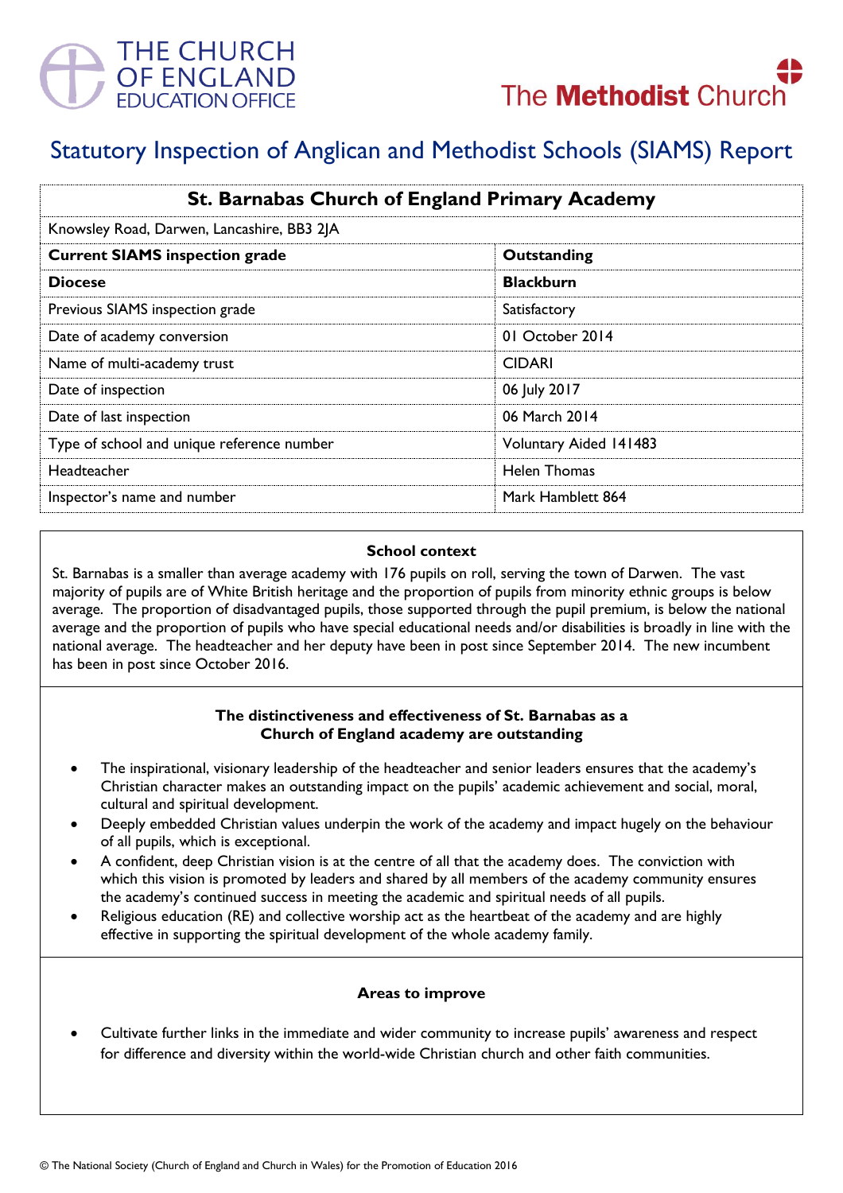THE CHURCH OF ENGLAND EDUCATION OFFICE

The Methodist Church

# Statutory Inspection of Anglican and Methodist Schools (SIAMS) Report

| St. Barnabas Church of England Primary Academy | |
|---|---|
| Knowsley Road, Darwen, Lancashire, BB3 2JA | |
| **Current SIAMS inspection grade** | **Outstanding** |
| **Diocese** | **Blackburn** |
| Previous SIAMS inspection grade | Satisfactory |
| Date of academy conversion | 01 October 2014 |
| Name of multi-academy trust | CIDARI |
| Date of inspection | 06 July 2017 |
| Date of last inspection | 06 March 2014 |
| Type of school and unique reference number | Voluntary Aided 141483 |
| Headteacher | Helen Thomas |
| Inspector's name and number | Mark Hamblett 864 |

### School context

St. Barnabas is a smaller than average academy with 176 pupils on roll, serving the town of Darwen. The vast majority of pupils are of White British heritage and the proportion of pupils from minority ethnic groups is below average. The proportion of disadvantaged pupils, those supported through the pupil premium, is below the national average and the proportion of pupils who have special educational needs and/or disabilities is broadly in line with the national average. The headteacher and her deputy have been in post since September 2014. The new incumbent has been in post since October 2016.

### The distinctiveness and effectiveness of St. Barnabas as a Church of England academy are outstanding

- The inspirational, visionary leadership of the headteacher and senior leaders ensures that the academy's Christian character makes an outstanding impact on the pupils' academic achievement and social, moral, cultural and spiritual development.
- Deeply embedded Christian values underpin the work of the academy and impact hugely on the behaviour of all pupils, which is exceptional.
- A confident, deep Christian vision is at the centre of all that the academy does. The conviction with which this vision is promoted by leaders and shared by all members of the academy community ensures the academy's continued success in meeting the academic and spiritual needs of all pupils.
- Religious education (RE) and collective worship act as the heartbeat of the academy and are highly effective in supporting the spiritual development of the whole academy family.

### Areas to improve

- Cultivate further links in the immediate and wider community to increase pupils' awareness and respect for difference and diversity within the world-wide Christian church and other faith communities.

© The National Society (Church of England and Church in Wales) for the Promotion of Education 2016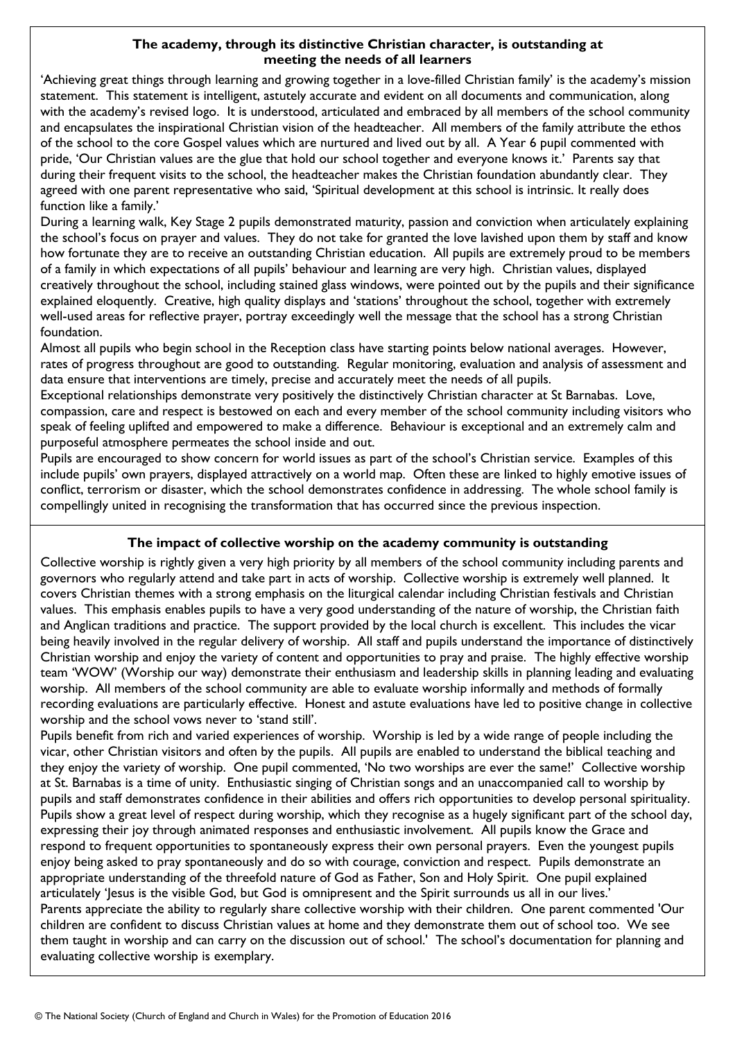## The academy, through its distinctive Christian character, is outstanding at meeting the needs of all learners

'Achieving great things through learning and growing together in a love-filled Christian family' is the academy's mission statement. This statement is intelligent, astutely accurate and evident on all documents and communication, along with the academy's revised logo. It is understood, articulated and embraced by all members of the school community and encapsulates the inspirational Christian vision of the headteacher. All members of the family attribute the ethos of the school to the core Gospel values which are nurtured and lived out by all. A Year 6 pupil commented with pride, 'Our Christian values are the glue that hold our school together and everyone knows it.' Parents say that during their frequent visits to the school, the headteacher makes the Christian foundation abundantly clear. They agreed with one parent representative who said, 'Spiritual development at this school is intrinsic. It really does function like a family.'

During a learning walk, Key Stage 2 pupils demonstrated maturity, passion and conviction when articulately explaining the school's focus on prayer and values. They do not take for granted the love lavished upon them by staff and know how fortunate they are to receive an outstanding Christian education. All pupils are extremely proud to be members of a family in which expectations of all pupils' behaviour and learning are very high. Christian values, displayed creatively throughout the school, including stained glass windows, were pointed out by the pupils and their significance explained eloquently. Creative, high quality displays and 'stations' throughout the school, together with extremely well-used areas for reflective prayer, portray exceedingly well the message that the school has a strong Christian foundation.

Almost all pupils who begin school in the Reception class have starting points below national averages. However, rates of progress throughout are good to outstanding. Regular monitoring, evaluation and analysis of assessment and data ensure that interventions are timely, precise and accurately meet the needs of all pupils.

Exceptional relationships demonstrate very positively the distinctively Christian character at St Barnabas. Love, compassion, care and respect is bestowed on each and every member of the school community including visitors who speak of feeling uplifted and empowered to make a difference. Behaviour is exceptional and an extremely calm and purposeful atmosphere permeates the school inside and out.

Pupils are encouraged to show concern for world issues as part of the school's Christian service. Examples of this include pupils' own prayers, displayed attractively on a world map. Often these are linked to highly emotive issues of conflict, terrorism or disaster, which the school demonstrates confidence in addressing. The whole school family is compellingly united in recognising the transformation that has occurred since the previous inspection.

## The impact of collective worship on the academy community is outstanding

Collective worship is rightly given a very high priority by all members of the school community including parents and governors who regularly attend and take part in acts of worship. Collective worship is extremely well planned. It covers Christian themes with a strong emphasis on the liturgical calendar including Christian festivals and Christian values. This emphasis enables pupils to have a very good understanding of the nature of worship, the Christian faith and Anglican traditions and practice. The support provided by the local church is excellent. This includes the vicar being heavily involved in the regular delivery of worship. All staff and pupils understand the importance of distinctively Christian worship and enjoy the variety of content and opportunities to pray and praise. The highly effective worship team 'WOW' (Worship our way) demonstrate their enthusiasm and leadership skills in planning leading and evaluating worship. All members of the school community are able to evaluate worship informally and methods of formally recording evaluations are particularly effective. Honest and astute evaluations have led to positive change in collective worship and the school vows never to 'stand still'.

Pupils benefit from rich and varied experiences of worship. Worship is led by a wide range of people including the vicar, other Christian visitors and often by the pupils. All pupils are enabled to understand the biblical teaching and they enjoy the variety of worship. One pupil commented, 'No two worships are ever the same!' Collective worship at St. Barnabas is a time of unity. Enthusiastic singing of Christian songs and an unaccompanied call to worship by pupils and staff demonstrates confidence in their abilities and offers rich opportunities to develop personal spirituality. Pupils show a great level of respect during worship, which they recognise as a hugely significant part of the school day, expressing their joy through animated responses and enthusiastic involvement. All pupils know the Grace and respond to frequent opportunities to spontaneously express their own personal prayers. Even the youngest pupils enjoy being asked to pray spontaneously and do so with courage, conviction and respect. Pupils demonstrate an appropriate understanding of the threefold nature of God as Father, Son and Holy Spirit. One pupil explained articulately 'Jesus is the visible God, but God is omnipresent and the Spirit surrounds us all in our lives.'

Parents appreciate the ability to regularly share collective worship with their children. One parent commented 'Our children are confident to discuss Christian values at home and they demonstrate them out of school too. We see them taught in worship and can carry on the discussion out of school.' The school's documentation for planning and evaluating collective worship is exemplary.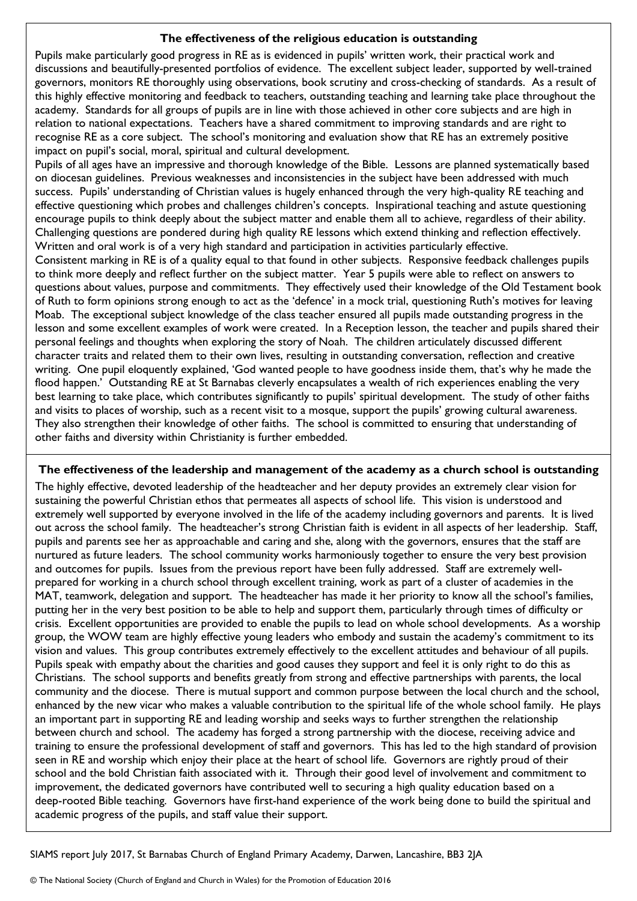**The effectiveness of the religious education is outstanding**

Pupils make particularly good progress in RE as is evidenced in pupils' written work, their practical work and discussions and beautifully-presented portfolios of evidence. The excellent subject leader, supported by well-trained governors, monitors RE thoroughly using observations, book scrutiny and cross-checking of standards. As a result of this highly effective monitoring and feedback to teachers, outstanding teaching and learning take place throughout the academy. Standards for all groups of pupils are in line with those achieved in other core subjects and are high in relation to national expectations. Teachers have a shared commitment to improving standards and are right to recognise RE as a core subject. The school's monitoring and evaluation show that RE has an extremely positive impact on pupil's social, moral, spiritual and cultural development.

Pupils of all ages have an impressive and thorough knowledge of the Bible. Lessons are planned systematically based on diocesan guidelines. Previous weaknesses and inconsistencies in the subject have been addressed with much success. Pupils' understanding of Christian values is hugely enhanced through the very high-quality RE teaching and effective questioning which probes and challenges children's concepts. Inspirational teaching and astute questioning encourage pupils to think deeply about the subject matter and enable them all to achieve, regardless of their ability. Challenging questions are pondered during high quality RE lessons which extend thinking and reflection effectively. Written and oral work is of a very high standard and participation in activities particularly effective.

Consistent marking in RE is of a quality equal to that found in other subjects. Responsive feedback challenges pupils to think more deeply and reflect further on the subject matter. Year 5 pupils were able to reflect on answers to questions about values, purpose and commitments. They effectively used their knowledge of the Old Testament book of Ruth to form opinions strong enough to act as the 'defence' in a mock trial, questioning Ruth's motives for leaving Moab. The exceptional subject knowledge of the class teacher ensured all pupils made outstanding progress in the lesson and some excellent examples of work were created. In a Reception lesson, the teacher and pupils shared their personal feelings and thoughts when exploring the story of Noah. The children articulately discussed different character traits and related them to their own lives, resulting in outstanding conversation, reflection and creative writing. One pupil eloquently explained, 'God wanted people to have goodness inside them, that's why he made the flood happen.' Outstanding RE at St Barnabas cleverly encapsulates a wealth of rich experiences enabling the very best learning to take place, which contributes significantly to pupils' spiritual development. The study of other faiths and visits to places of worship, such as a recent visit to a mosque, support the pupils' growing cultural awareness. They also strengthen their knowledge of other faiths. The school is committed to ensuring that understanding of other faiths and diversity within Christianity is further embedded.

**The effectiveness of the leadership and management of the academy as a church school is outstanding**

The highly effective, devoted leadership of the headteacher and her deputy provides an extremely clear vision for sustaining the powerful Christian ethos that permeates all aspects of school life. This vision is understood and extremely well supported by everyone involved in the life of the academy including governors and parents. It is lived out across the school family. The headteacher's strong Christian faith is evident in all aspects of her leadership. Staff, pupils and parents see her as approachable and caring and she, along with the governors, ensures that the staff are nurtured as future leaders. The school community works harmoniously together to ensure the very best provision and outcomes for pupils. Issues from the previous report have been fully addressed. Staff are extremely well-prepared for working in a church school through excellent training, work as part of a cluster of academies in the MAT, teamwork, delegation and support. The headteacher has made it her priority to know all the school's families, putting her in the very best position to be able to help and support them, particularly through times of difficulty or crisis. Excellent opportunities are provided to enable the pupils to lead on whole school developments. As a worship group, the WOW team are highly effective young leaders who embody and sustain the academy's commitment to its vision and values. This group contributes extremely effectively to the excellent attitudes and behaviour of all pupils. Pupils speak with empathy about the charities and good causes they support and feel it is only right to do this as Christians. The school supports and benefits greatly from strong and effective partnerships with parents, the local community and the diocese. There is mutual support and common purpose between the local church and the school, enhanced by the new vicar who makes a valuable contribution to the spiritual life of the whole school family. He plays an important part in supporting RE and leading worship and seeks ways to further strengthen the relationship between church and school. The academy has forged a strong partnership with the diocese, receiving advice and training to ensure the professional development of staff and governors. This has led to the high standard of provision seen in RE and worship which enjoy their place at the heart of school life. Governors are rightly proud of their school and the bold Christian faith associated with it. Through their good level of involvement and commitment to improvement, the dedicated governors have contributed well to securing a high quality education based on a deep-rooted Bible teaching. Governors have first-hand experience of the work being done to build the spiritual and academic progress of the pupils, and staff value their support.

SIAMS report July 2017, St Barnabas Church of England Primary Academy, Darwen, Lancashire, BB3 2JA

© The National Society (Church of England and Church in Wales) for the Promotion of Education 2016